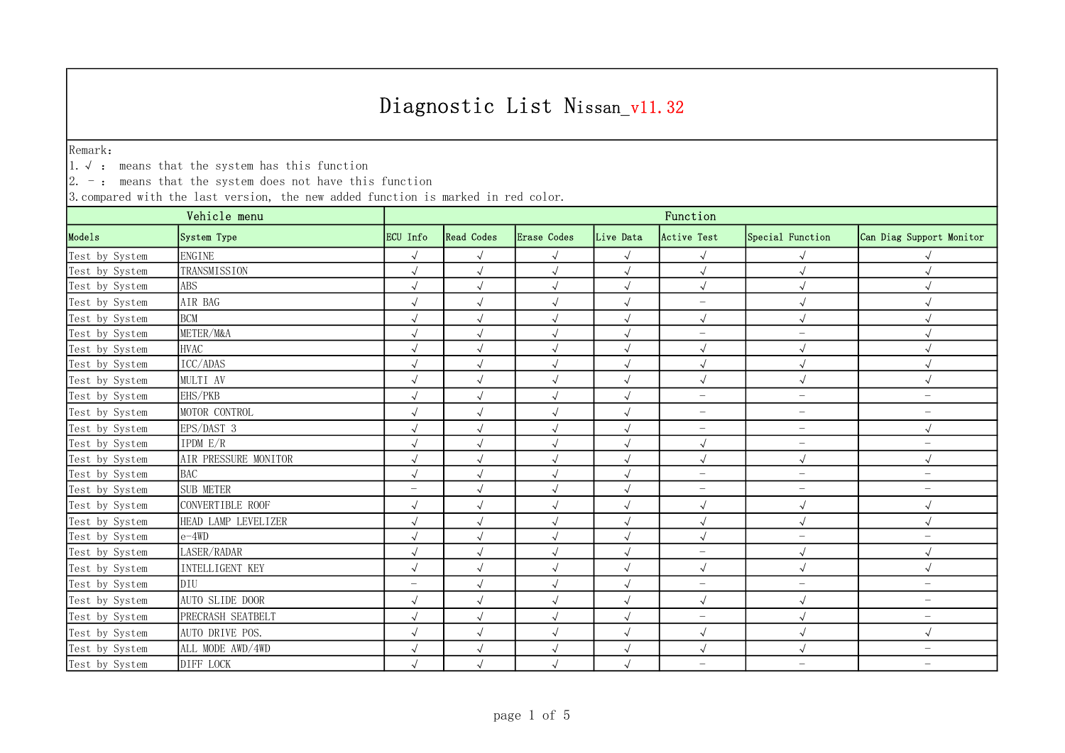# Diagnostic List Nissan_v11.32

Remark:
1. √ : means that the system has this function
2. – : means that the system does not have this function
3. compared with the last version, the new added function is marked in red color.

| Vehicle menu | | Function | | | | | | |
|---|---|---|---|---|---|---|---|---|
| Models | System Type | ECU Info | Read Codes | Erase Codes | Live Data | Active Test | Special Function | Can Diag Support Monitor |
| Test by System | ENGINE | √ | √ | √ | √ | √ | √ | √ |
| Test by System | TRANSMISSION | √ | √ | √ | √ | √ | √ | √ |
| Test by System | ABS | √ | √ | √ | √ | √ | √ | √ |
| Test by System | AIR BAG | √ | √ | √ | √ | – | √ | √ |
| Test by System | BCM | √ | √ | √ | √ | √ | √ | √ |
| Test by System | METER/M&A | √ | √ | √ | √ | – | – | √ |
| Test by System | HVAC | √ | √ | √ | √ | √ | √ | √ |
| Test by System | ICC/ADAS | √ | √ | √ | √ | √ | √ | √ |
| Test by System | MULTI AV | √ | √ | √ | √ | √ | √ | √ |
| Test by System | EHS/PKB | √ | √ | √ | √ | – | – | – |
| Test by System | MOTOR CONTROL | √ | √ | √ | √ | – | – | – |
| Test by System | EPS/DAST 3 | √ | √ | √ | √ | – | – | √ |
| Test by System | IPDM E/R | √ | √ | √ | √ | √ | – | – |
| Test by System | AIR PRESSURE MONITOR | √ | √ | √ | √ | √ | √ | √ |
| Test by System | BAC | √ | √ | √ | √ | – | – | – |
| Test by System | SUB METER | – | √ | √ | √ | – | – | – |
| Test by System | CONVERTIBLE ROOF | √ | √ | √ | √ | √ | √ | √ |
| Test by System | HEAD LAMP LEVELIZER | √ | √ | √ | √ | √ | √ | √ |
| Test by System | e-4WD | √ | √ | √ | √ | √ | – | – |
| Test by System | LASER/RADAR | √ | √ | √ | √ | – | √ | √ |
| Test by System | INTELLIGENT KEY | √ | √ | √ | √ | √ | √ | √ |
| Test by System | DIU | – | √ | √ | √ | – | – | – |
| Test by System | AUTO SLIDE DOOR | √ | √ | √ | √ | √ | √ | – |
| Test by System | PRECRASH SEATBELT | √ | √ | √ | √ | – | √ | – |
| Test by System | AUTO DRIVE POS. | √ | √ | √ | √ | √ | √ | √ |
| Test by System | ALL MODE AWD/4WD | √ | √ | √ | √ | √ | √ | – |
| Test by System | DIFF LOCK | √ | √ | √ | √ | – | – | – |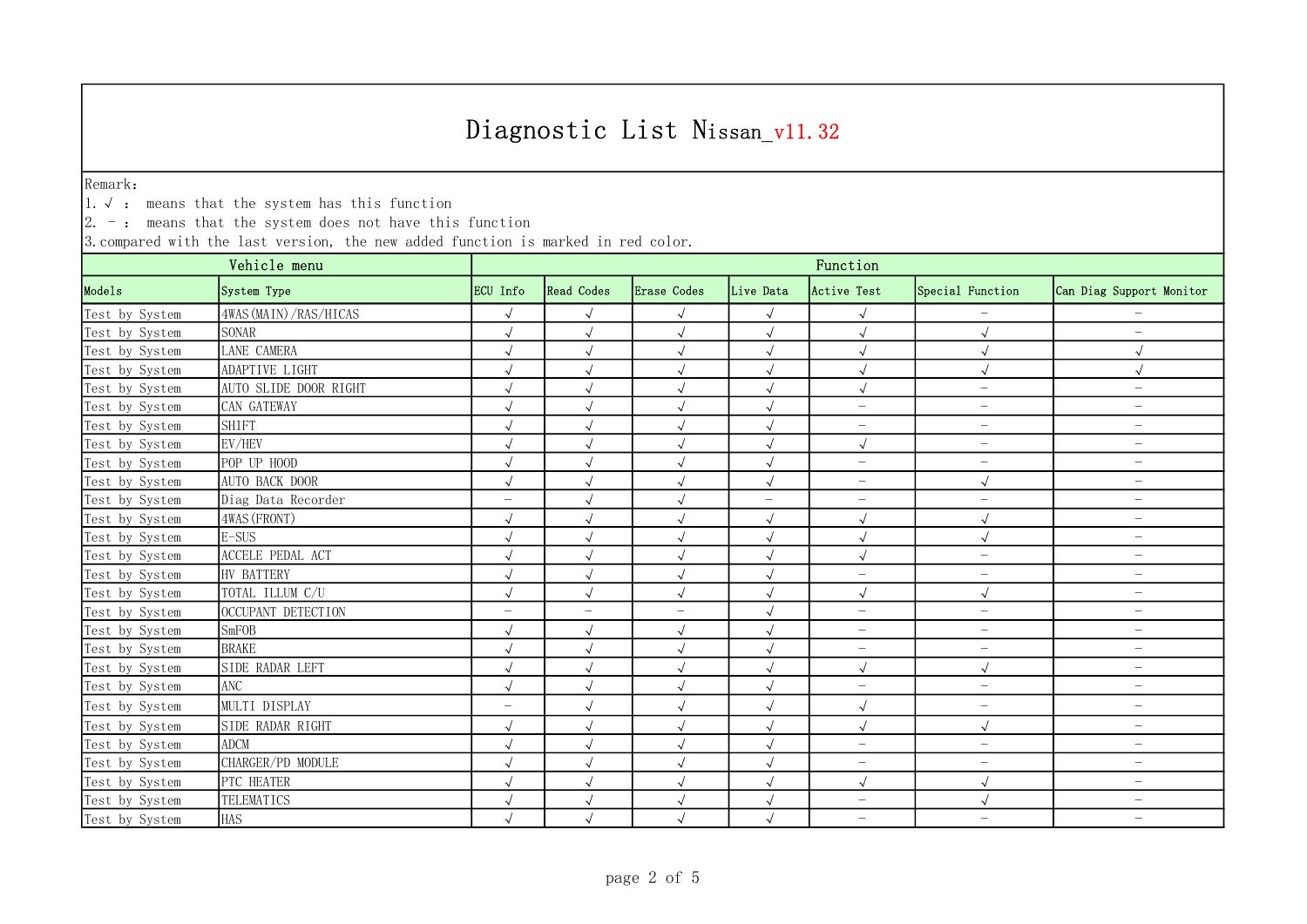# Diagnostic List Nissan_v11.32

Remark:
1. √ : means that the system has this function
2. – : means that the system does not have this function
3. compared with the last version, the new added function is marked in red color.

| Vehicle menu | | Function | | | | | | |
|---|---|---|---|---|---|---|---|---|
| Models | System Type | ECU Info | Read Codes | Erase Codes | Live Data | Active Test | Special Function | Can Diag Support Monitor |
| Test by System | 4WAS(MAIN)/RAS/HICAS | √ | √ | √ | √ | √ | – | – |
| Test by System | SONAR | √ | √ | √ | √ | √ | √ | – |
| Test by System | LANE CAMERA | √ | √ | √ | √ | √ | √ | √ |
| Test by System | ADAPTIVE LIGHT | √ | √ | √ | √ | √ | √ | √ |
| Test by System | AUTO SLIDE DOOR RIGHT | √ | √ | √ | √ | √ | – | – |
| Test by System | CAN GATEWAY | √ | √ | √ | √ | – | – | – |
| Test by System | SHIFT | √ | √ | √ | √ | – | – | – |
| Test by System | EV/HEV | √ | √ | √ | √ | √ | – | – |
| Test by System | POP UP HOOD | √ | √ | √ | √ | – | – | – |
| Test by System | AUTO BACK DOOR | √ | √ | √ | √ | – | √ | – |
| Test by System | Diag Data Recorder | – | √ | √ | – | – | – | – |
| Test by System | 4WAS(FRONT) | √ | √ | √ | √ | √ | √ | – |
| Test by System | E-SUS | √ | √ | √ | √ | √ | √ | – |
| Test by System | ACCELE PEDAL ACT | √ | √ | √ | √ | √ | – | – |
| Test by System | HV BATTERY | √ | √ | √ | √ | – | – | – |
| Test by System | TOTAL ILLUM C/U | √ | √ | √ | √ | √ | √ | – |
| Test by System | OCCUPANT DETECTION | – | – | – | √ | – | – | – |
| Test by System | SmFOB | √ | √ | √ | √ | – | – | – |
| Test by System | BRAKE | √ | √ | √ | √ | – | – | – |
| Test by System | SIDE RADAR LEFT | √ | √ | √ | √ | √ | √ | – |
| Test by System | ANC | √ | √ | √ | √ | – | – | – |
| Test by System | MULTI DISPLAY | – | √ | √ | √ | √ | – | – |
| Test by System | SIDE RADAR RIGHT | √ | √ | √ | √ | √ | √ | – |
| Test by System | ADCM | √ | √ | √ | √ | – | – | – |
| Test by System | CHARGER/PD MODULE | √ | √ | √ | √ | – | – | – |
| Test by System | PTC HEATER | √ | √ | √ | √ | √ | √ | – |
| Test by System | TELEMATICS | √ | √ | √ | √ | – | √ | – |
| Test by System | HAS | √ | √ | √ | √ | – | – | – |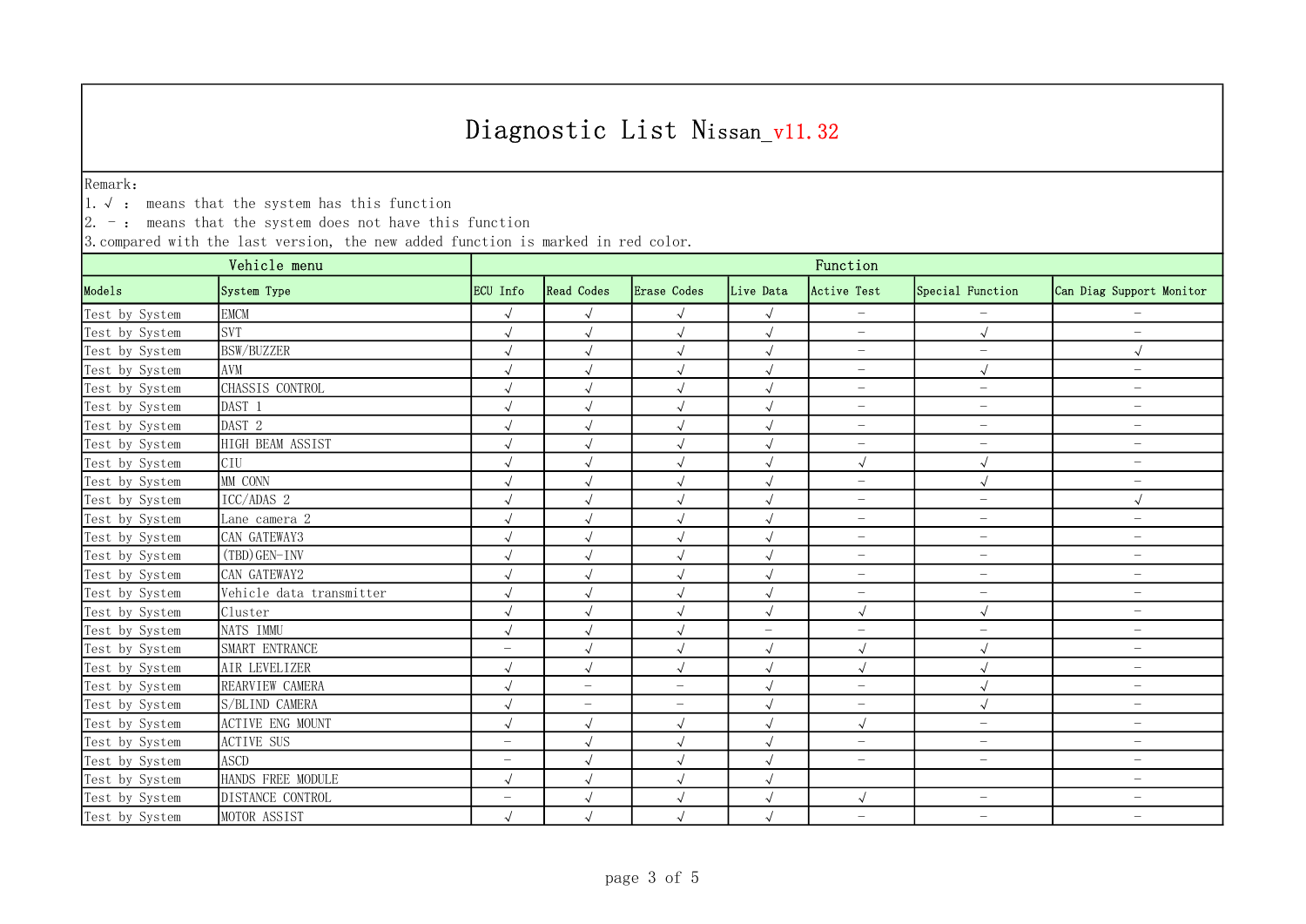# Diagnostic List Nissan_v11.32

Remark:

1. √ ： means that the system has this function
2. － ： means that the system does not have this function
3. compared with the last version, the new added function is marked in red color.

| Vehicle menu | | Function | | | | | | |
|---|---|---|---|---|---|---|---|---|
| Models | System Type | ECU Info | Read Codes | Erase Codes | Live Data | Active Test | Special Function | Can Diag Support Monitor |
| Test by System | EMCM | √ | √ | √ | √ | － | － | － |
| Test by System | SVT | √ | √ | √ | √ | － | √ | － |
| Test by System | BSW/BUZZER | √ | √ | √ | √ | － | － | √ |
| Test by System | AVM | √ | √ | √ | √ | － | √ | － |
| Test by System | CHASSIS CONTROL | √ | √ | √ | √ | － | － | － |
| Test by System | DAST 1 | √ | √ | √ | √ | － | － | － |
| Test by System | DAST 2 | √ | √ | √ | √ | － | － | － |
| Test by System | HIGH BEAM ASSIST | √ | √ | √ | √ | － | － | － |
| Test by System | CIU | √ | √ | √ | √ | √ | √ | － |
| Test by System | MM CONN | √ | √ | √ | √ | － | √ | － |
| Test by System | ICC/ADAS 2 | √ | √ | √ | √ | － | － | √ |
| Test by System | Lane camera 2 | √ | √ | √ | √ | － | － | － |
| Test by System | CAN GATEWAY3 | √ | √ | √ | √ | － | － | － |
| Test by System | (TBD)GEN-INV | √ | √ | √ | √ | － | － | － |
| Test by System | CAN GATEWAY2 | √ | √ | √ | √ | － | － | － |
| Test by System | Vehicle data transmitter | √ | √ | √ | √ | － | － | － |
| Test by System | Cluster | √ | √ | √ | √ | √ | √ | － |
| Test by System | NATS IMMU | √ | √ | √ | － | － | － | － |
| Test by System | SMART ENTRANCE | － | √ | √ | √ | √ | √ | － |
| Test by System | AIR LEVELIZER | √ | √ | √ | √ | √ | √ | － |
| Test by System | REARVIEW CAMERA | √ | － | － | √ | － | √ | － |
| Test by System | S/BLIND CAMERA | √ | － | － | √ | － | √ | － |
| Test by System | ACTIVE ENG MOUNT | √ | √ | √ | √ | √ | － | － |
| Test by System | ACTIVE SUS | － | √ | √ | √ | － | － | － |
| Test by System | ASCD | － | √ | √ | √ | － | － | － |
| Test by System | HANDS FREE MODULE | √ | √ | √ | √ | | | － |
| Test by System | DISTANCE CONTROL | － | √ | √ | √ | √ | － | － |
| Test by System | MOTOR ASSIST | √ | √ | √ | √ | － | － | － |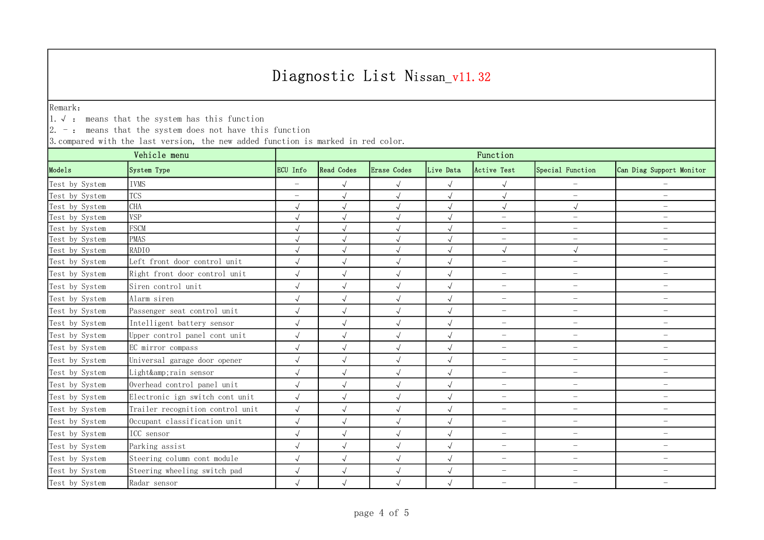# Diagnostic List Nissan_v11.32

Remark:
1. √ : means that the system has this function
2. - : means that the system does not have this function
3. compared with the last version, the new added function is marked in red color.

| Vehicle menu | | Function | | | | | | |
|---|---|---|---|---|---|---|---|---|
| Models | System Type | ECU Info | Read Codes | Erase Codes | Live Data | Active Test | Special Function | Can Diag Support Monitor |
| Test by System | IVMS | - | √ | √ | √ | √ | - | - |
| Test by System | TCS | - | √ | √ | √ | √ | - | - |
| Test by System | CHA | √ | √ | √ | √ | √ | √ | - |
| Test by System | VSP | √ | √ | √ | √ | - | - | - |
| Test by System | FSCM | √ | √ | √ | √ | - | - | - |
| Test by System | PMAS | √ | √ | √ | √ | - | - | - |
| Test by System | RADIO | √ | √ | √ | √ | √ | √ | - |
| Test by System | Left front door control unit | √ | √ | √ | √ | - | - | - |
| Test by System | Right front door control unit | √ | √ | √ | √ | - | - | - |
| Test by System | Siren control unit | √ | √ | √ | √ | - | - | - |
| Test by System | Alarm siren | √ | √ | √ | √ | - | - | - |
| Test by System | Passenger seat control unit | √ | √ | √ | √ | - | - | - |
| Test by System | Intelligent battery sensor | √ | √ | √ | √ | - | - | - |
| Test by System | Upper control panel cont unit | √ | √ | √ | √ | - | - | - |
| Test by System | EC mirror compass | √ | √ | √ | √ | - | - | - |
| Test by System | Universal garage door opener | √ | √ | √ | √ | - | - | - |
| Test by System | Light&amp;rain sensor | √ | √ | √ | √ | - | - | - |
| Test by System | Overhead control panel unit | √ | √ | √ | √ | - | - | - |
| Test by System | Electronic ign switch cont unit | √ | √ | √ | √ | - | - | - |
| Test by System | Trailer recognition control unit | √ | √ | √ | √ | - | - | - |
| Test by System | Occupant classification unit | √ | √ | √ | √ | - | - | - |
| Test by System | ICC sensor | √ | √ | √ | √ | - | - | - |
| Test by System | Parking assist | √ | √ | √ | √ | - | - | - |
| Test by System | Steering column cont module | √ | √ | √ | √ | - | - | - |
| Test by System | Steering wheeling switch pad | √ | √ | √ | √ | - | - | - |
| Test by System | Radar sensor | √ | √ | √ | √ | - | - | - |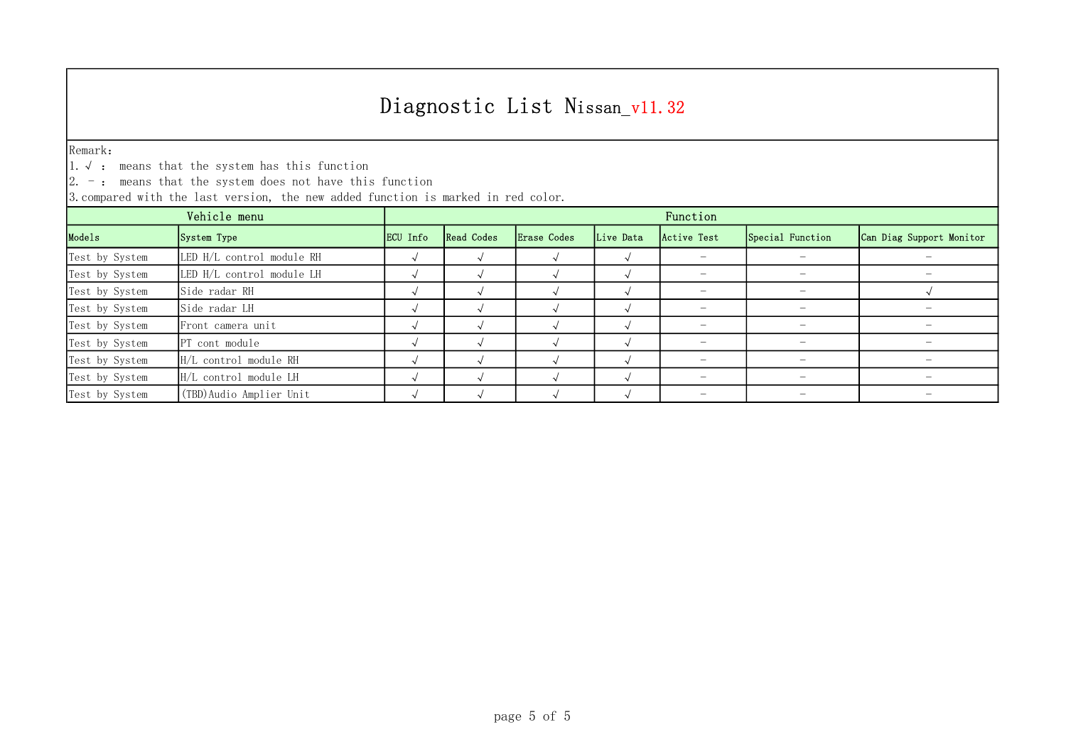# Diagnostic List Nissan_v11.32

Remark：
1. √ ： means that the system has this function
2. － ： means that the system does not have this function
3. compared with the last version, the new added function is marked in red color.

| Vehicle menu | | Function | | | | | | |
|---|---|---|---|---|---|---|---|---|
| Models | System Type | ECU Info | Read Codes | Erase Codes | Live Data | Active Test | Special Function | Can Diag Support Monitor |
| Test by System | LED H/L control module RH | √ | √ | √ | √ | － | － | － |
| Test by System | LED H/L control module LH | √ | √ | √ | √ | － | － | － |
| Test by System | Side radar RH | √ | √ | √ | √ | － | － | √ |
| Test by System | Side radar LH | √ | √ | √ | √ | － | － | － |
| Test by System | Front camera unit | √ | √ | √ | √ | － | － | － |
| Test by System | PT cont module | √ | √ | √ | √ | － | － | － |
| Test by System | H/L control module RH | √ | √ | √ | √ | － | － | － |
| Test by System | H/L control module LH | √ | √ | √ | √ | － | － | － |
| Test by System | (TBD)Audio Amplier Unit | √ | √ | √ | √ | － | － | － |